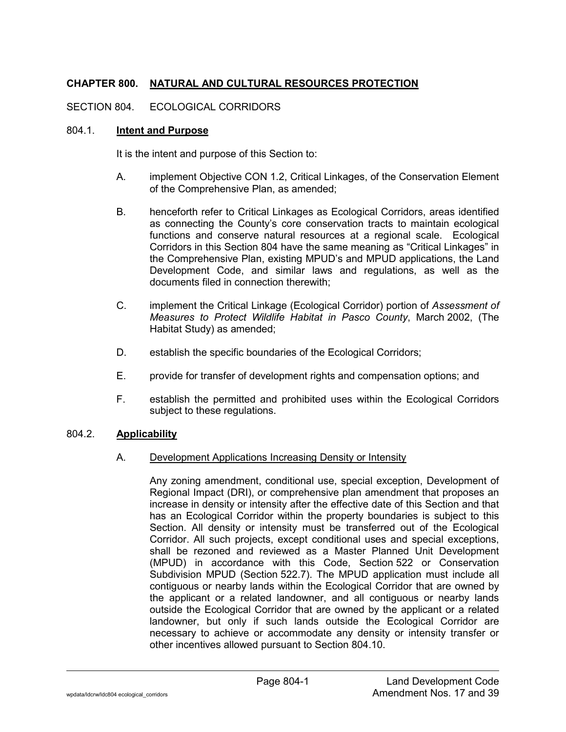# CHAPTER 800. NATURAL AND CULTURAL RESOURCES PROTECTION

## SECTION 804. ECOLOGICAL CORRIDORS

### 804.1. Intent and Purpose

It is the intent and purpose of this Section to:

A. implement Objective CON 1.2, Critical Linkages, of the Conservation Element of the Comprehensive Plan, as amended;

B. henceforth refer to Critical Linkages as Ecological Corridors, areas identified as connecting the County's core conservation tracts to maintain ecological functions and conserve natural resources at a regional scale. Ecological Corridors in this Section 804 have the same meaning as "Critical Linkages" in the Comprehensive Plan, existing MPUD's and MPUD applications, the Land Development Code, and similar laws and regulations, as well as the documents filed in connection therewith;

C. implement the Critical Linkage (Ecological Corridor) portion of *Assessment of Measures to Protect Wildlife Habitat in Pasco County*, March 2002, (The Habitat Study) as amended;

D. establish the specific boundaries of the Ecological Corridors;

E. provide for transfer of development rights and compensation options; and

F. establish the permitted and prohibited uses within the Ecological Corridors subject to these regulations.

### 804.2. Applicability

A. Development Applications Increasing Density or Intensity

Any zoning amendment, conditional use, special exception, Development of Regional Impact (DRI), or comprehensive plan amendment that proposes an increase in density or intensity after the effective date of this Section and that has an Ecological Corridor within the property boundaries is subject to this Section. All density or intensity must be transferred out of the Ecological Corridor. All such projects, except conditional uses and special exceptions, shall be rezoned and reviewed as a Master Planned Unit Development (MPUD) in accordance with this Code, Section 522 or Conservation Subdivision MPUD (Section 522.7). The MPUD application must include all contiguous or nearby lands within the Ecological Corridor that are owned by the applicant or a related landowner, and all contiguous or nearby lands outside the Ecological Corridor that are owned by the applicant or a related landowner, but only if such lands outside the Ecological Corridor are necessary to achieve or accommodate any density or intensity transfer or other incentives allowed pursuant to Section 804.10.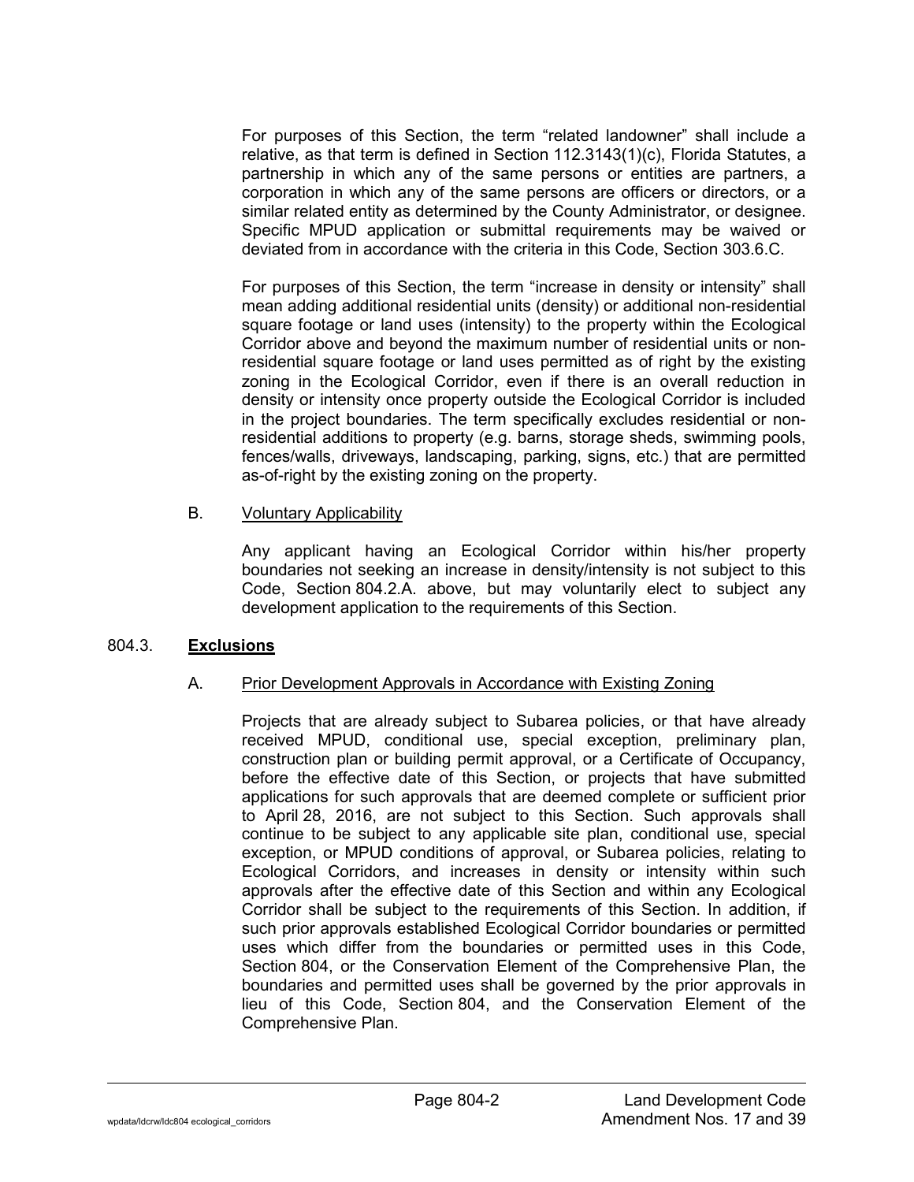For purposes of this Section, the term "related landowner" shall include a relative, as that term is defined in Section 112.3143(1)(c), Florida Statutes, a partnership in which any of the same persons or entities are partners, a corporation in which any of the same persons are officers or directors, or a similar related entity as determined by the County Administrator, or designee. Specific MPUD application or submittal requirements may be waived or deviated from in accordance with the criteria in this Code, Section 303.6.C.

For purposes of this Section, the term "increase in density or intensity" shall mean adding additional residential units (density) or additional non-residential square footage or land uses (intensity) to the property within the Ecological Corridor above and beyond the maximum number of residential units or non-residential square footage or land uses permitted as of right by the existing zoning in the Ecological Corridor, even if there is an overall reduction in density or intensity once property outside the Ecological Corridor is included in the project boundaries. The term specifically excludes residential or non-residential additions to property (e.g. barns, storage sheds, swimming pools, fences/walls, driveways, landscaping, parking, signs, etc.) that are permitted as-of-right by the existing zoning on the property.

B. Voluntary Applicability

Any applicant having an Ecological Corridor within his/her property boundaries not seeking an increase in density/intensity is not subject to this Code, Section 804.2.A. above, but may voluntarily elect to subject any development application to the requirements of this Section.

## 804.3. **Exclusions**

A. Prior Development Approvals in Accordance with Existing Zoning

Projects that are already subject to Subarea policies, or that have already received MPUD, conditional use, special exception, preliminary plan, construction plan or building permit approval, or a Certificate of Occupancy, before the effective date of this Section, or projects that have submitted applications for such approvals that are deemed complete or sufficient prior to April 28, 2016, are not subject to this Section. Such approvals shall continue to be subject to any applicable site plan, conditional use, special exception, or MPUD conditions of approval, or Subarea policies, relating to Ecological Corridors, and increases in density or intensity within such approvals after the effective date of this Section and within any Ecological Corridor shall be subject to the requirements of this Section. In addition, if such prior approvals established Ecological Corridor boundaries or permitted uses which differ from the boundaries or permitted uses in this Code, Section 804, or the Conservation Element of the Comprehensive Plan, the boundaries and permitted uses shall be governed by the prior approvals in lieu of this Code, Section 804, and the Conservation Element of the Comprehensive Plan.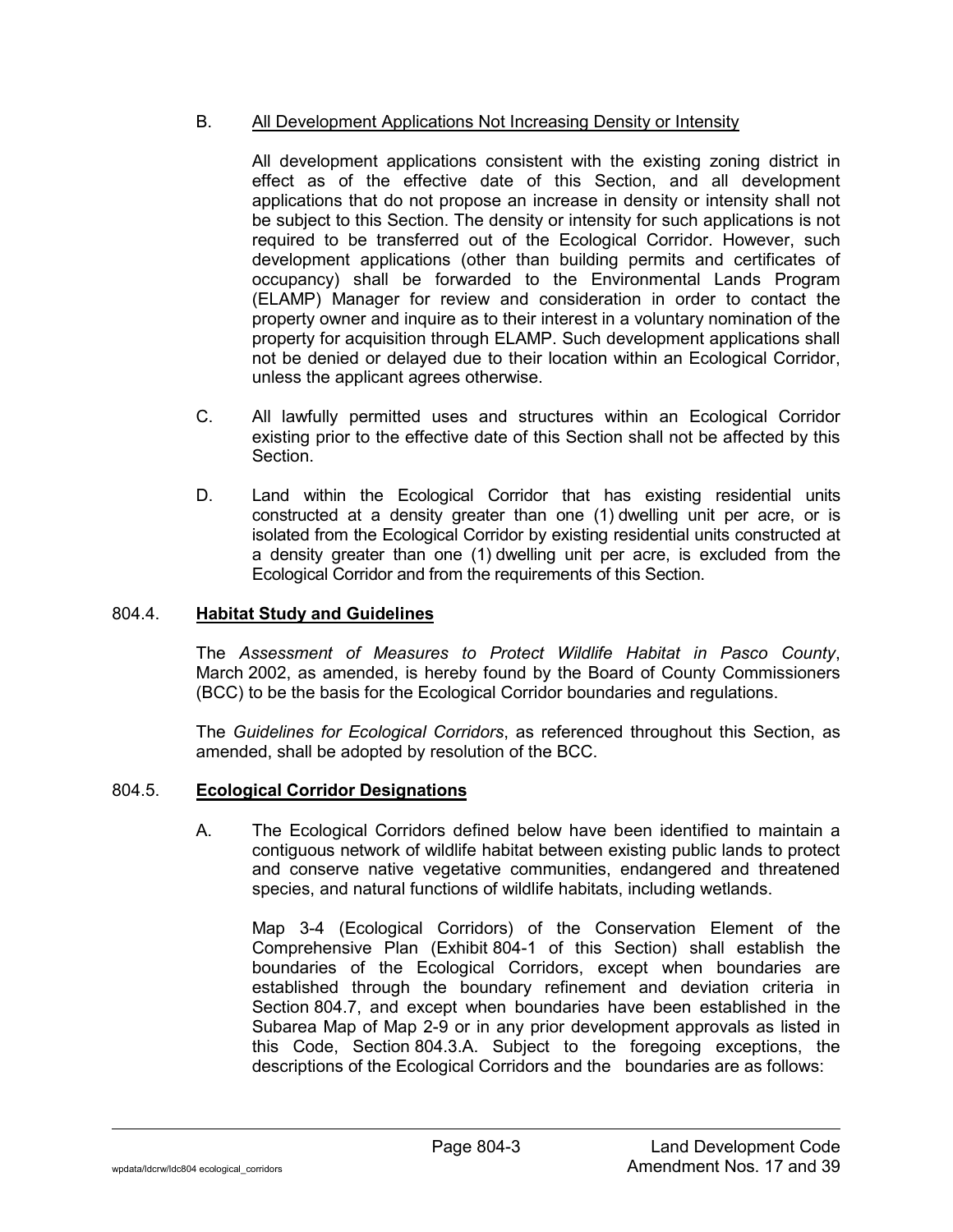B. All Development Applications Not Increasing Density or Intensity

All development applications consistent with the existing zoning district in effect as of the effective date of this Section, and all development applications that do not propose an increase in density or intensity shall not be subject to this Section. The density or intensity for such applications is not required to be transferred out of the Ecological Corridor. However, such development applications (other than building permits and certificates of occupancy) shall be forwarded to the Environmental Lands Program (ELAMP) Manager for review and consideration in order to contact the property owner and inquire as to their interest in a voluntary nomination of the property for acquisition through ELAMP. Such development applications shall not be denied or delayed due to their location within an Ecological Corridor, unless the applicant agrees otherwise.

C. All lawfully permitted uses and structures within an Ecological Corridor existing prior to the effective date of this Section shall not be affected by this Section.

D. Land within the Ecological Corridor that has existing residential units constructed at a density greater than one (1) dwelling unit per acre, or is isolated from the Ecological Corridor by existing residential units constructed at a density greater than one (1) dwelling unit per acre, is excluded from the Ecological Corridor and from the requirements of this Section.

## 804.4. Habitat Study and Guidelines

The *Assessment of Measures to Protect Wildlife Habitat in Pasco County*, March 2002, as amended, is hereby found by the Board of County Commissioners (BCC) to be the basis for the Ecological Corridor boundaries and regulations.

The *Guidelines for Ecological Corridors*, as referenced throughout this Section, as amended, shall be adopted by resolution of the BCC.

## 804.5. Ecological Corridor Designations

A. The Ecological Corridors defined below have been identified to maintain a contiguous network of wildlife habitat between existing public lands to protect and conserve native vegetative communities, endangered and threatened species, and natural functions of wildlife habitats, including wetlands.

Map 3-4 (Ecological Corridors) of the Conservation Element of the Comprehensive Plan (Exhibit 804-1 of this Section) shall establish the boundaries of the Ecological Corridors, except when boundaries are established through the boundary refinement and deviation criteria in Section 804.7, and except when boundaries have been established in the Subarea Map of Map 2-9 or in any prior development approvals as listed in this Code, Section 804.3.A. Subject to the foregoing exceptions, the descriptions of the Ecological Corridors and the boundaries are as follows: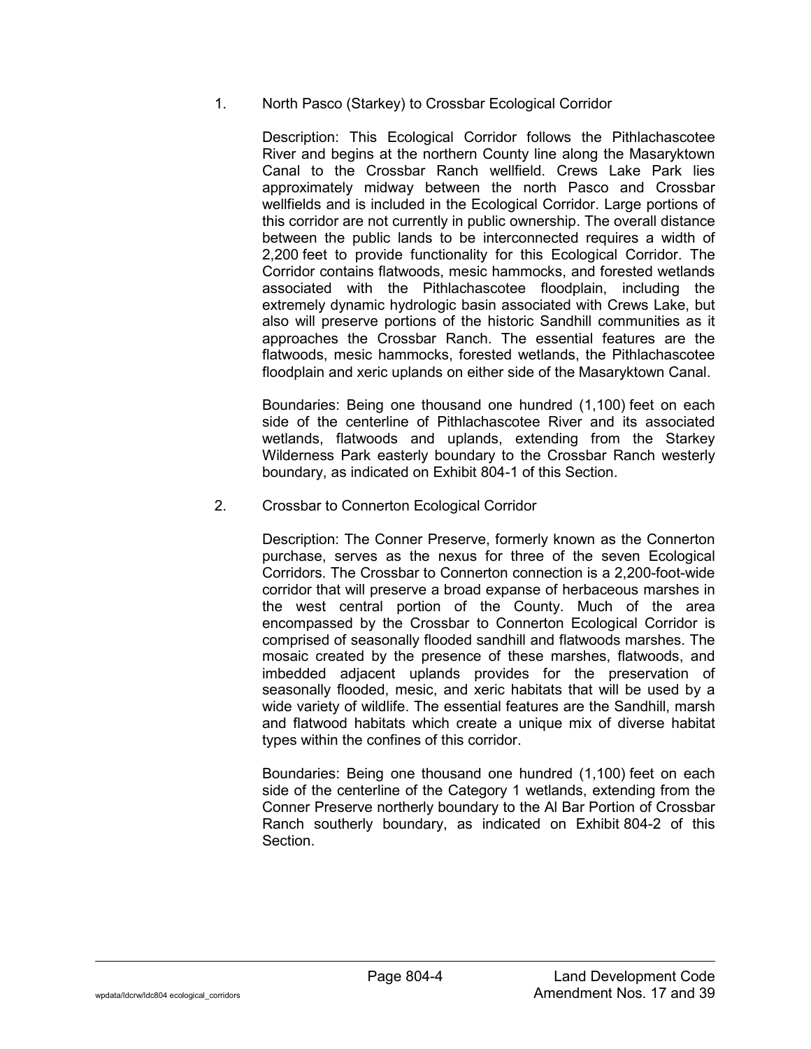1. North Pasco (Starkey) to Crossbar Ecological Corridor

   Description: This Ecological Corridor follows the Pithlachascotee River and begins at the northern County line along the Masaryktown Canal to the Crossbar Ranch wellfield. Crews Lake Park lies approximately midway between the north Pasco and Crossbar wellfields and is included in the Ecological Corridor. Large portions of this corridor are not currently in public ownership. The overall distance between the public lands to be interconnected requires a width of 2,200 feet to provide functionality for this Ecological Corridor. The Corridor contains flatwoods, mesic hammocks, and forested wetlands associated with the Pithlachascotee floodplain, including the extremely dynamic hydrologic basin associated with Crews Lake, but also will preserve portions of the historic Sandhill communities as it approaches the Crossbar Ranch. The essential features are the flatwoods, mesic hammocks, forested wetlands, the Pithlachascotee floodplain and xeric uplands on either side of the Masaryktown Canal.

   Boundaries: Being one thousand one hundred (1,100) feet on each side of the centerline of Pithlachascotee River and its associated wetlands, flatwoods and uplands, extending from the Starkey Wilderness Park easterly boundary to the Crossbar Ranch westerly boundary, as indicated on Exhibit 804-1 of this Section.

2. Crossbar to Connerton Ecological Corridor

   Description: The Conner Preserve, formerly known as the Connerton purchase, serves as the nexus for three of the seven Ecological Corridors. The Crossbar to Connerton connection is a 2,200-foot-wide corridor that will preserve a broad expanse of herbaceous marshes in the west central portion of the County. Much of the area encompassed by the Crossbar to Connerton Ecological Corridor is comprised of seasonally flooded sandhill and flatwoods marshes. The mosaic created by the presence of these marshes, flatwoods, and imbedded adjacent uplands provides for the preservation of seasonally flooded, mesic, and xeric habitats that will be used by a wide variety of wildlife. The essential features are the Sandhill, marsh and flatwood habitats which create a unique mix of diverse habitat types within the confines of this corridor.

   Boundaries: Being one thousand one hundred (1,100) feet on each side of the centerline of the Category 1 wetlands, extending from the Conner Preserve northerly boundary to the Al Bar Portion of Crossbar Ranch southerly boundary, as indicated on Exhibit 804-2 of this Section.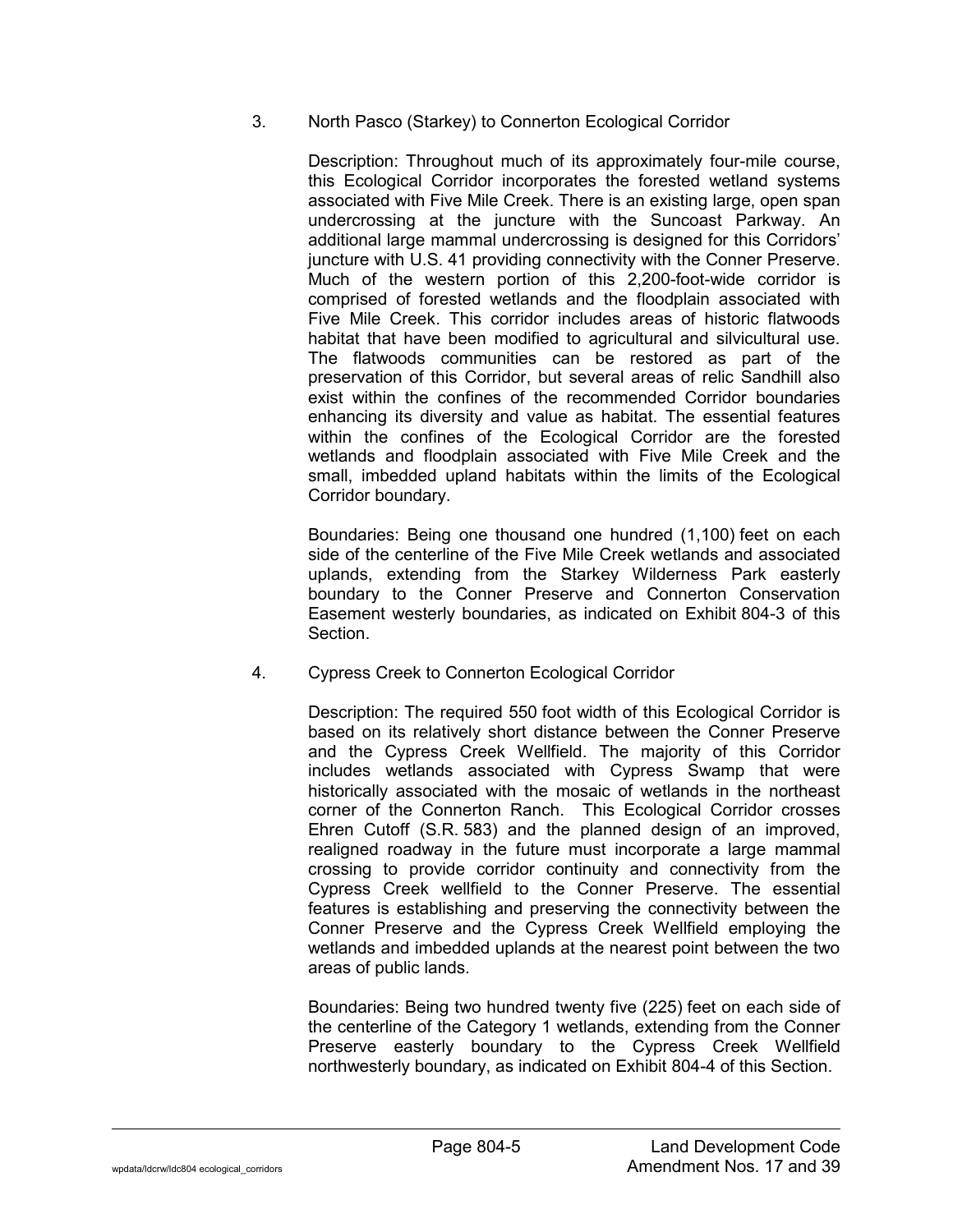3. North Pasco (Starkey) to Connerton Ecological Corridor

   Description: Throughout much of its approximately four-mile course, this Ecological Corridor incorporates the forested wetland systems associated with Five Mile Creek. There is an existing large, open span undercrossing at the juncture with the Suncoast Parkway. An additional large mammal undercrossing is designed for this Corridors' juncture with U.S. 41 providing connectivity with the Conner Preserve. Much of the western portion of this 2,200-foot-wide corridor is comprised of forested wetlands and the floodplain associated with Five Mile Creek. This corridor includes areas of historic flatwoods habitat that have been modified to agricultural and silvicultural use. The flatwoods communities can be restored as part of the preservation of this Corridor, but several areas of relic Sandhill also exist within the confines of the recommended Corridor boundaries enhancing its diversity and value as habitat. The essential features within the confines of the Ecological Corridor are the forested wetlands and floodplain associated with Five Mile Creek and the small, imbedded upland habitats within the limits of the Ecological Corridor boundary.

   Boundaries: Being one thousand one hundred (1,100) feet on each side of the centerline of the Five Mile Creek wetlands and associated uplands, extending from the Starkey Wilderness Park easterly boundary to the Conner Preserve and Connerton Conservation Easement westerly boundaries, as indicated on Exhibit 804-3 of this Section.

4. Cypress Creek to Connerton Ecological Corridor

   Description: The required 550 foot width of this Ecological Corridor is based on its relatively short distance between the Conner Preserve and the Cypress Creek Wellfield. The majority of this Corridor includes wetlands associated with Cypress Swamp that were historically associated with the mosaic of wetlands in the northeast corner of the Connerton Ranch. This Ecological Corridor crosses Ehren Cutoff (S.R. 583) and the planned design of an improved, realigned roadway in the future must incorporate a large mammal crossing to provide corridor continuity and connectivity from the Cypress Creek wellfield to the Conner Preserve. The essential features is establishing and preserving the connectivity between the Conner Preserve and the Cypress Creek Wellfield employing the wetlands and imbedded uplands at the nearest point between the two areas of public lands.

   Boundaries: Being two hundred twenty five (225) feet on each side of the centerline of the Category 1 wetlands, extending from the Conner Preserve easterly boundary to the Cypress Creek Wellfield northwesterly boundary, as indicated on Exhibit 804-4 of this Section.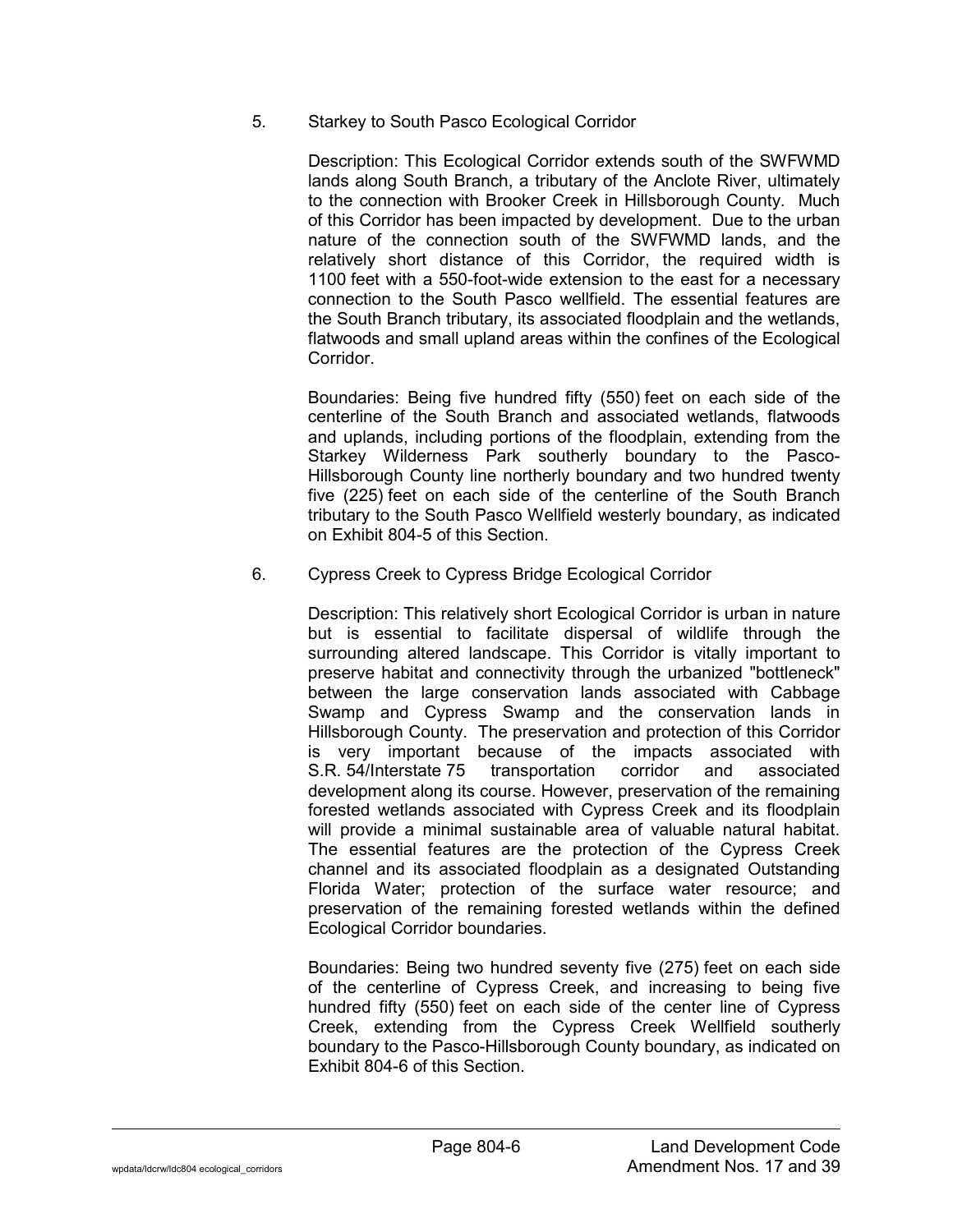5. Starkey to South Pasco Ecological Corridor

   Description: This Ecological Corridor extends south of the SWFWMD lands along South Branch, a tributary of the Anclote River, ultimately to the connection with Brooker Creek in Hillsborough County. Much of this Corridor has been impacted by development. Due to the urban nature of the connection south of the SWFWMD lands, and the relatively short distance of this Corridor, the required width is 1100 feet with a 550-foot-wide extension to the east for a necessary connection to the South Pasco wellfield. The essential features are the South Branch tributary, its associated floodplain and the wetlands, flatwoods and small upland areas within the confines of the Ecological Corridor.

   Boundaries: Being five hundred fifty (550) feet on each side of the centerline of the South Branch and associated wetlands, flatwoods and uplands, including portions of the floodplain, extending from the Starkey Wilderness Park southerly boundary to the Pasco-Hillsborough County line northerly boundary and two hundred twenty five (225) feet on each side of the centerline of the South Branch tributary to the South Pasco Wellfield westerly boundary, as indicated on Exhibit 804-5 of this Section.

6. Cypress Creek to Cypress Bridge Ecological Corridor

   Description: This relatively short Ecological Corridor is urban in nature but is essential to facilitate dispersal of wildlife through the surrounding altered landscape. This Corridor is vitally important to preserve habitat and connectivity through the urbanized "bottleneck" between the large conservation lands associated with Cabbage Swamp and Cypress Swamp and the conservation lands in Hillsborough County. The preservation and protection of this Corridor is very important because of the impacts associated with S.R. 54/Interstate 75 transportation corridor and associated development along its course. However, preservation of the remaining forested wetlands associated with Cypress Creek and its floodplain will provide a minimal sustainable area of valuable natural habitat. The essential features are the protection of the Cypress Creek channel and its associated floodplain as a designated Outstanding Florida Water; protection of the surface water resource; and preservation of the remaining forested wetlands within the defined Ecological Corridor boundaries.

   Boundaries: Being two hundred seventy five (275) feet on each side of the centerline of Cypress Creek, and increasing to being five hundred fifty (550) feet on each side of the center line of Cypress Creek, extending from the Cypress Creek Wellfield southerly boundary to the Pasco-Hillsborough County boundary, as indicated on Exhibit 804-6 of this Section.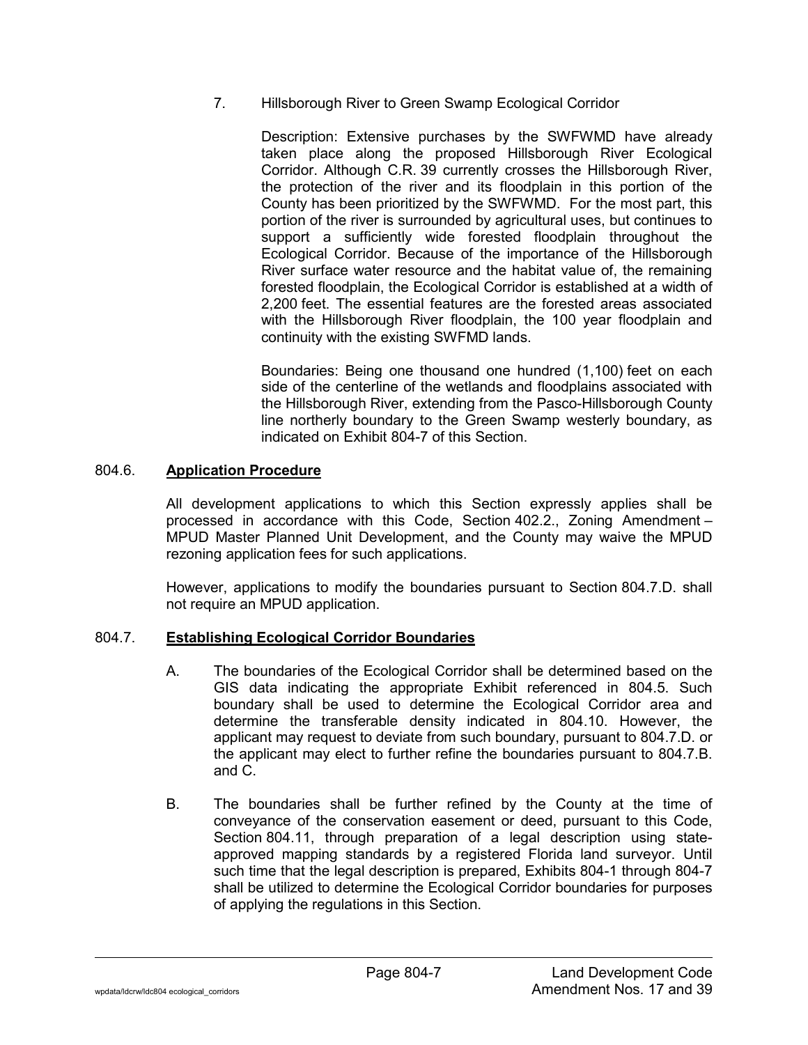7. Hillsborough River to Green Swamp Ecological Corridor

   Description: Extensive purchases by the SWFWMD have already taken place along the proposed Hillsborough River Ecological Corridor. Although C.R. 39 currently crosses the Hillsborough River, the protection of the river and its floodplain in this portion of the County has been prioritized by the SWFWMD. For the most part, this portion of the river is surrounded by agricultural uses, but continues to support a sufficiently wide forested floodplain throughout the Ecological Corridor. Because of the importance of the Hillsborough River surface water resource and the habitat value of, the remaining forested floodplain, the Ecological Corridor is established at a width of 2,200 feet. The essential features are the forested areas associated with the Hillsborough River floodplain, the 100 year floodplain and continuity with the existing SWFMD lands.

   Boundaries: Being one thousand one hundred (1,100) feet on each side of the centerline of the wetlands and floodplains associated with the Hillsborough River, extending from the Pasco-Hillsborough County line northerly boundary to the Green Swamp westerly boundary, as indicated on Exhibit 804-7 of this Section.

## 804.6. **Application Procedure**

All development applications to which this Section expressly applies shall be processed in accordance with this Code, Section 402.2., Zoning Amendment – MPUD Master Planned Unit Development, and the County may waive the MPUD rezoning application fees for such applications.

However, applications to modify the boundaries pursuant to Section 804.7.D. shall not require an MPUD application.

## 804.7. **Establishing Ecological Corridor Boundaries**

A. The boundaries of the Ecological Corridor shall be determined based on the GIS data indicating the appropriate Exhibit referenced in 804.5. Such boundary shall be used to determine the Ecological Corridor area and determine the transferable density indicated in 804.10. However, the applicant may request to deviate from such boundary, pursuant to 804.7.D. or the applicant may elect to further refine the boundaries pursuant to 804.7.B. and C.

B. The boundaries shall be further refined by the County at the time of conveyance of the conservation easement or deed, pursuant to this Code, Section 804.11, through preparation of a legal description using state-approved mapping standards by a registered Florida land surveyor. Until such time that the legal description is prepared, Exhibits 804-1 through 804-7 shall be utilized to determine the Ecological Corridor boundaries for purposes of applying the regulations in this Section.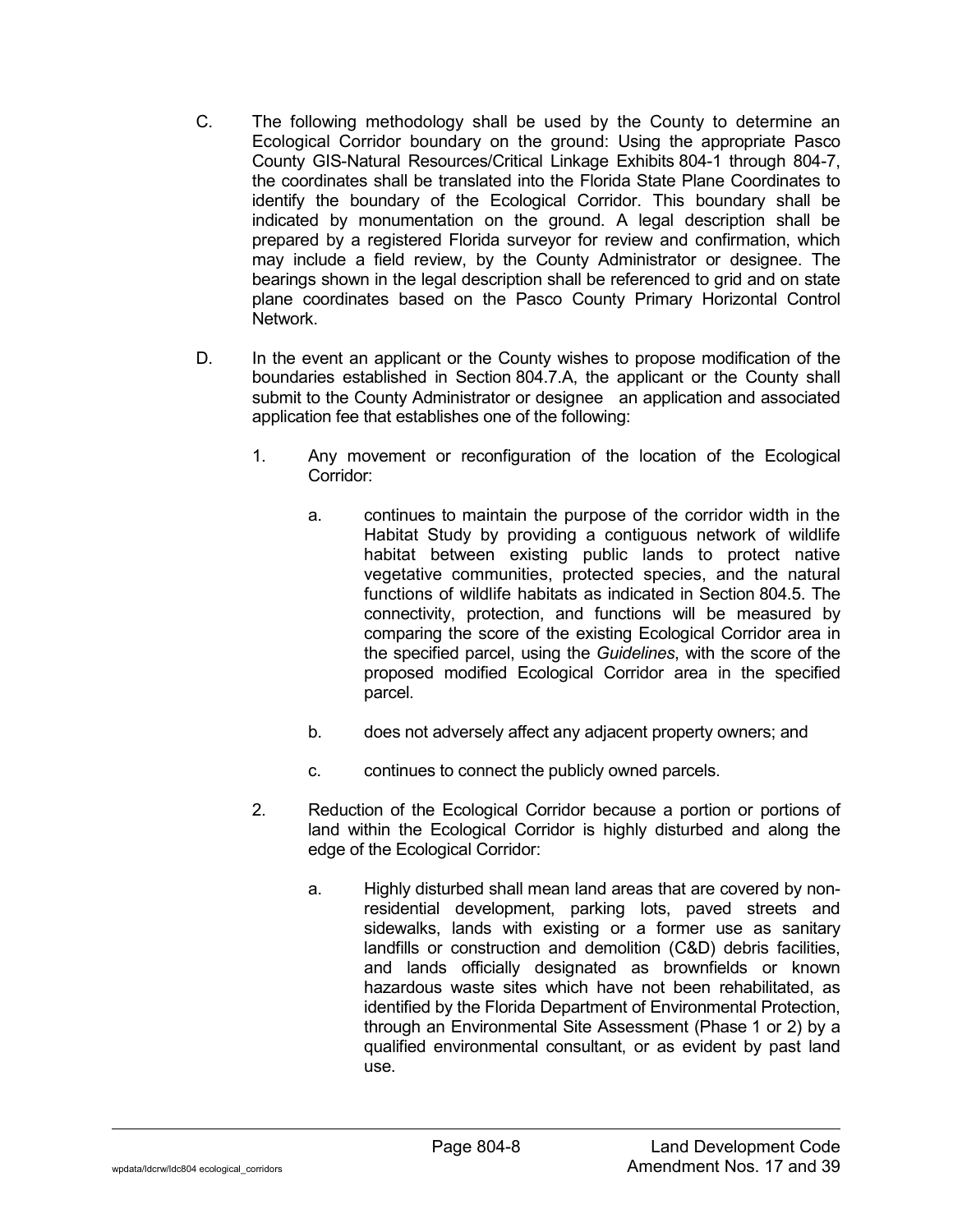C. The following methodology shall be used by the County to determine an Ecological Corridor boundary on the ground: Using the appropriate Pasco County GIS-Natural Resources/Critical Linkage Exhibits 804-1 through 804-7, the coordinates shall be translated into the Florida State Plane Coordinates to identify the boundary of the Ecological Corridor. This boundary shall be indicated by monumentation on the ground. A legal description shall be prepared by a registered Florida surveyor for review and confirmation, which may include a field review, by the County Administrator or designee. The bearings shown in the legal description shall be referenced to grid and on state plane coordinates based on the Pasco County Primary Horizontal Control Network.

D. In the event an applicant or the County wishes to propose modification of the boundaries established in Section 804.7.A, the applicant or the County shall submit to the County Administrator or designee an application and associated application fee that establishes one of the following:

1. Any movement or reconfiguration of the location of the Ecological Corridor:

   a. continues to maintain the purpose of the corridor width in the Habitat Study by providing a contiguous network of wildlife habitat between existing public lands to protect native vegetative communities, protected species, and the natural functions of wildlife habitats as indicated in Section 804.5. The connectivity, protection, and functions will be measured by comparing the score of the existing Ecological Corridor area in the specified parcel, using the *Guidelines*, with the score of the proposed modified Ecological Corridor area in the specified parcel.

   b. does not adversely affect any adjacent property owners; and

   c. continues to connect the publicly owned parcels.

2. Reduction of the Ecological Corridor because a portion or portions of land within the Ecological Corridor is highly disturbed and along the edge of the Ecological Corridor:

   a. Highly disturbed shall mean land areas that are covered by non-residential development, parking lots, paved streets and sidewalks, lands with existing or a former use as sanitary landfills or construction and demolition (C&D) debris facilities, and lands officially designated as brownfields or known hazardous waste sites which have not been rehabilitated, as identified by the Florida Department of Environmental Protection, through an Environmental Site Assessment (Phase 1 or 2) by a qualified environmental consultant, or as evident by past land use.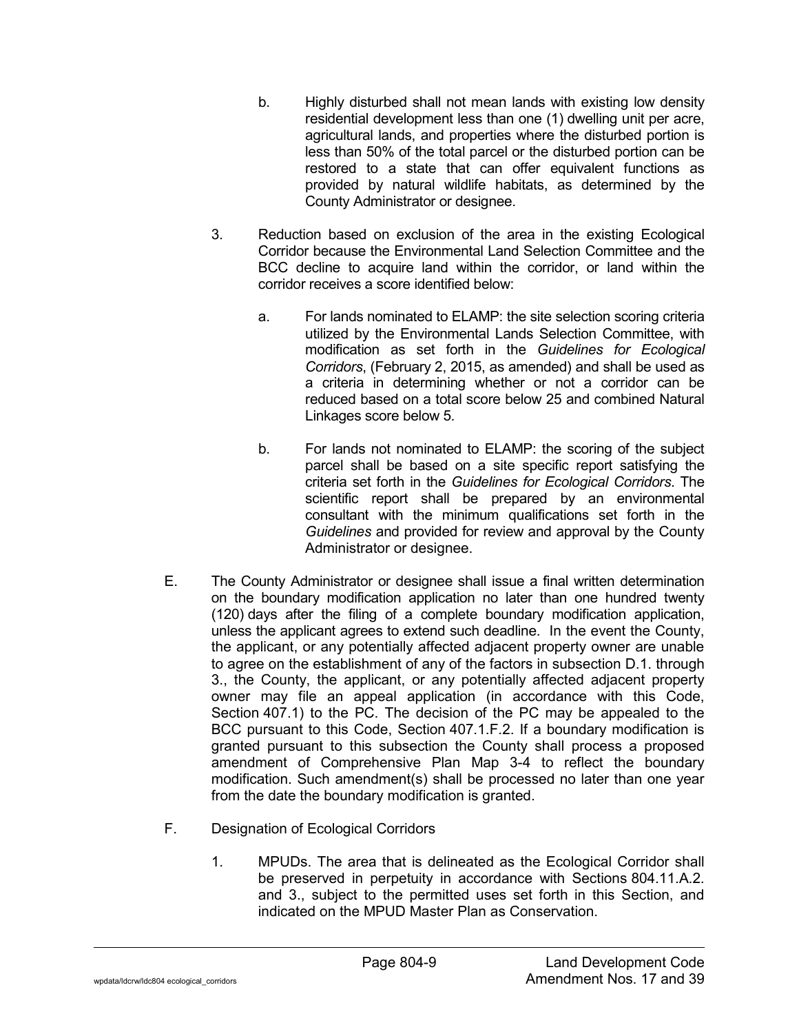b. Highly disturbed shall not mean lands with existing low density residential development less than one (1) dwelling unit per acre, agricultural lands, and properties where the disturbed portion is less than 50% of the total parcel or the disturbed portion can be restored to a state that can offer equivalent functions as provided by natural wildlife habitats, as determined by the County Administrator or designee.

3. Reduction based on exclusion of the area in the existing Ecological Corridor because the Environmental Land Selection Committee and the BCC decline to acquire land within the corridor, or land within the corridor receives a score identified below:

   a. For lands nominated to ELAMP: the site selection scoring criteria utilized by the Environmental Lands Selection Committee, with modification as set forth in the *Guidelines for Ecological Corridors*, (February 2, 2015, as amended) and shall be used as a criteria in determining whether or not a corridor can be reduced based on a total score below 25 and combined Natural Linkages score below 5.

   b. For lands not nominated to ELAMP: the scoring of the subject parcel shall be based on a site specific report satisfying the criteria set forth in the *Guidelines for Ecological Corridors*. The scientific report shall be prepared by an environmental consultant with the minimum qualifications set forth in the *Guidelines* and provided for review and approval by the County Administrator or designee.

E. The County Administrator or designee shall issue a final written determination on the boundary modification application no later than one hundred twenty (120) days after the filing of a complete boundary modification application, unless the applicant agrees to extend such deadline. In the event the County, the applicant, or any potentially affected adjacent property owner are unable to agree on the establishment of any of the factors in subsection D.1. through 3., the County, the applicant, or any potentially affected adjacent property owner may file an appeal application (in accordance with this Code, Section 407.1) to the PC. The decision of the PC may be appealed to the BCC pursuant to this Code, Section 407.1.F.2. If a boundary modification is granted pursuant to this subsection the County shall process a proposed amendment of Comprehensive Plan Map 3-4 to reflect the boundary modification. Such amendment(s) shall be processed no later than one year from the date the boundary modification is granted.

F. Designation of Ecological Corridors

   1. MPUDs. The area that is delineated as the Ecological Corridor shall be preserved in perpetuity in accordance with Sections 804.11.A.2. and 3., subject to the permitted uses set forth in this Section, and indicated on the MPUD Master Plan as Conservation.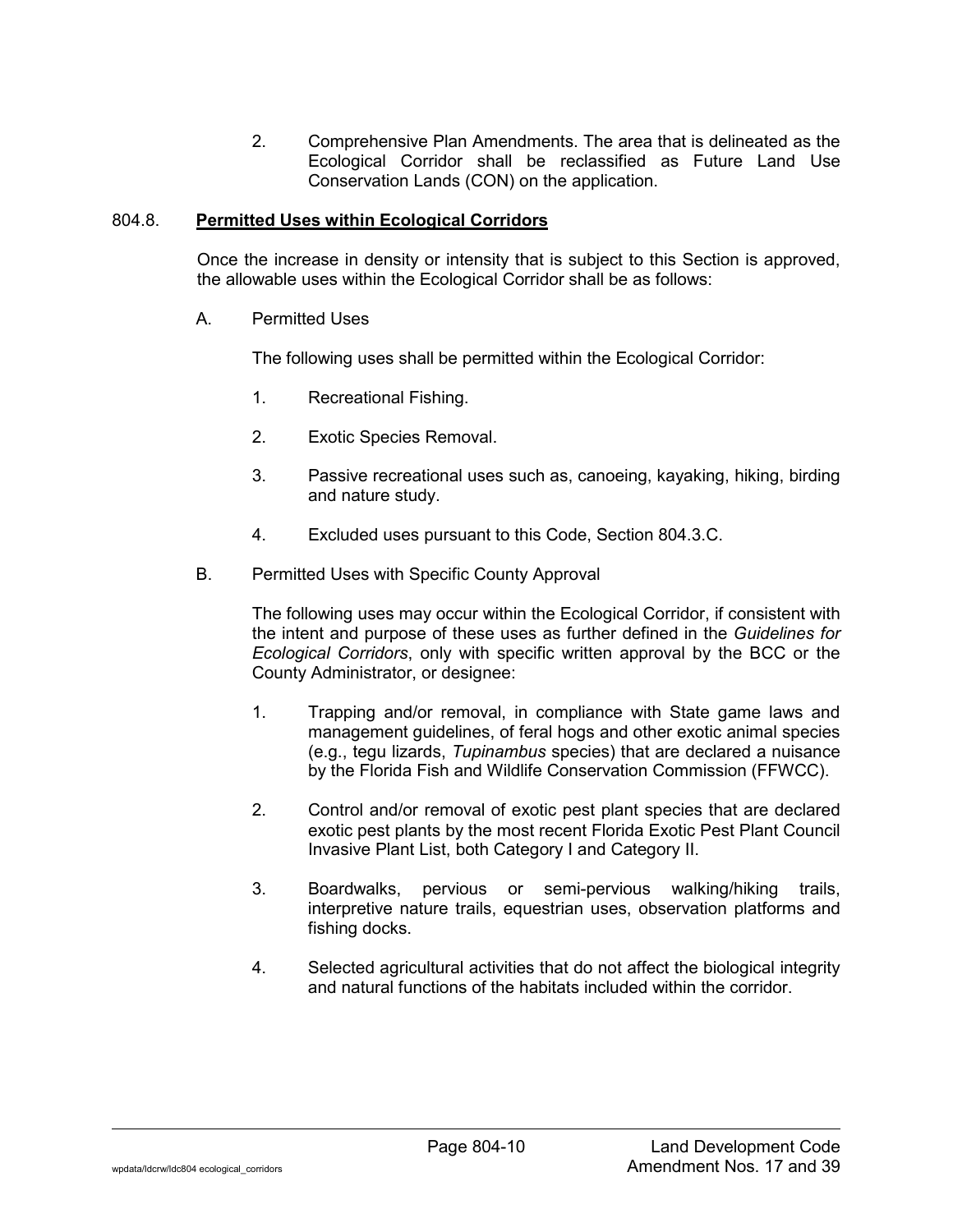2. Comprehensive Plan Amendments. The area that is delineated as the Ecological Corridor shall be reclassified as Future Land Use Conservation Lands (CON) on the application.

## 804.8. **Permitted Uses within Ecological Corridors**

Once the increase in density or intensity that is subject to this Section is approved, the allowable uses within the Ecological Corridor shall be as follows:

A. Permitted Uses

The following uses shall be permitted within the Ecological Corridor:

1. Recreational Fishing.

2. Exotic Species Removal.

3. Passive recreational uses such as, canoeing, kayaking, hiking, birding and nature study.

4. Excluded uses pursuant to this Code, Section 804.3.C.

B. Permitted Uses with Specific County Approval

The following uses may occur within the Ecological Corridor, if consistent with the intent and purpose of these uses as further defined in the *Guidelines for Ecological Corridors*, only with specific written approval by the BCC or the County Administrator, or designee:

1. Trapping and/or removal, in compliance with State game laws and management guidelines, of feral hogs and other exotic animal species (e.g., tegu lizards, *Tupinambus* species) that are declared a nuisance by the Florida Fish and Wildlife Conservation Commission (FFWCC).

2. Control and/or removal of exotic pest plant species that are declared exotic pest plants by the most recent Florida Exotic Pest Plant Council Invasive Plant List, both Category I and Category II.

3. Boardwalks, pervious or semi-pervious walking/hiking trails, interpretive nature trails, equestrian uses, observation platforms and fishing docks.

4. Selected agricultural activities that do not affect the biological integrity and natural functions of the habitats included within the corridor.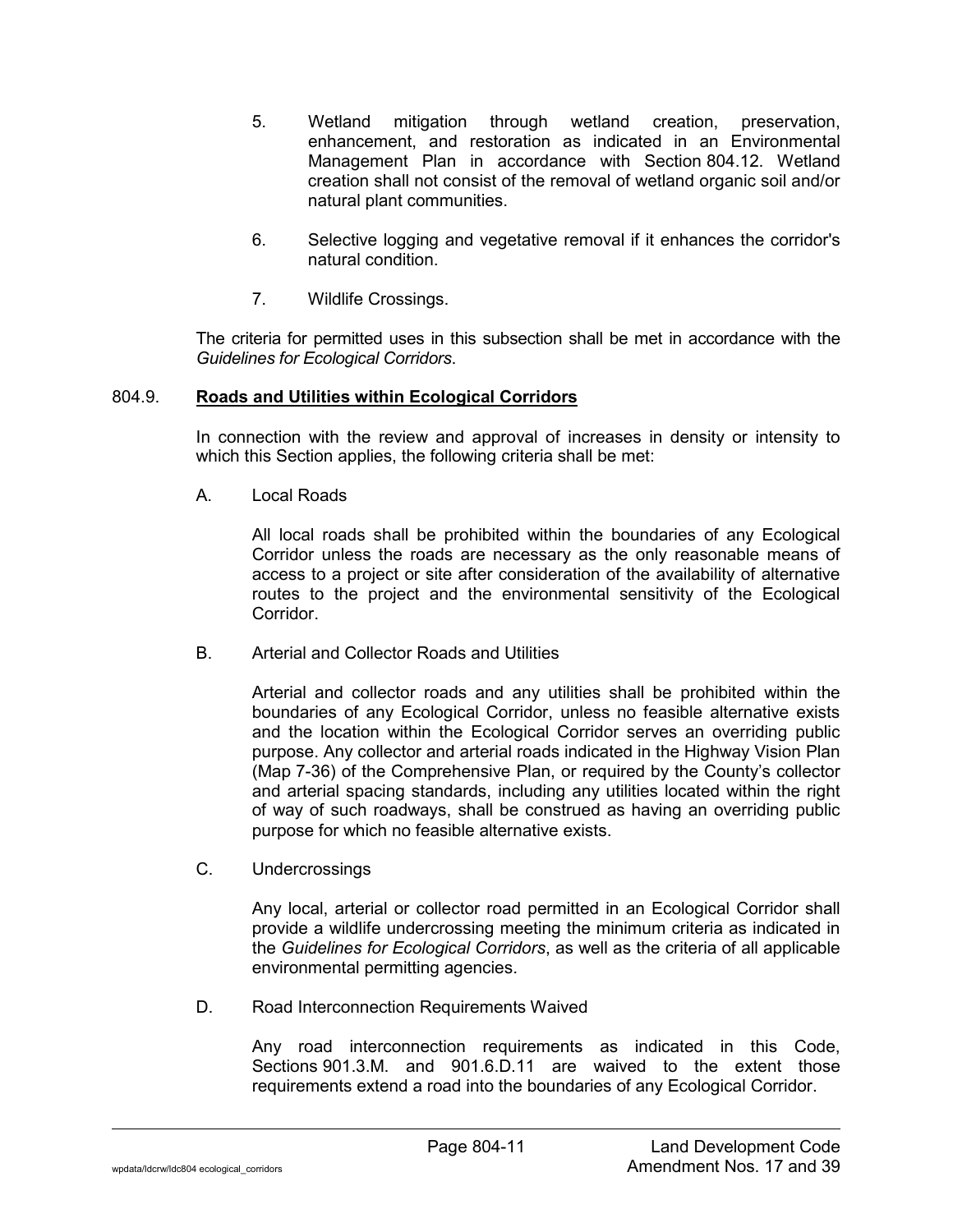5. Wetland mitigation through wetland creation, preservation, enhancement, and restoration as indicated in an Environmental Management Plan in accordance with Section 804.12. Wetland creation shall not consist of the removal of wetland organic soil and/or natural plant communities.

6. Selective logging and vegetative removal if it enhances the corridor's natural condition.

7. Wildlife Crossings.

The criteria for permitted uses in this subsection shall be met in accordance with the *Guidelines for Ecological Corridors*.

### 804.9. Roads and Utilities within Ecological Corridors

In connection with the review and approval of increases in density or intensity to which this Section applies, the following criteria shall be met:

A. Local Roads

All local roads shall be prohibited within the boundaries of any Ecological Corridor unless the roads are necessary as the only reasonable means of access to a project or site after consideration of the availability of alternative routes to the project and the environmental sensitivity of the Ecological Corridor.

B. Arterial and Collector Roads and Utilities

Arterial and collector roads and any utilities shall be prohibited within the boundaries of any Ecological Corridor, unless no feasible alternative exists and the location within the Ecological Corridor serves an overriding public purpose. Any collector and arterial roads indicated in the Highway Vision Plan (Map 7-36) of the Comprehensive Plan, or required by the County's collector and arterial spacing standards, including any utilities located within the right of way of such roadways, shall be construed as having an overriding public purpose for which no feasible alternative exists.

C. Undercrossings

Any local, arterial or collector road permitted in an Ecological Corridor shall provide a wildlife undercrossing meeting the minimum criteria as indicated in the *Guidelines for Ecological Corridors*, as well as the criteria of all applicable environmental permitting agencies.

D. Road Interconnection Requirements Waived

Any road interconnection requirements as indicated in this Code, Sections 901.3.M. and 901.6.D.11 are waived to the extent those requirements extend a road into the boundaries of any Ecological Corridor.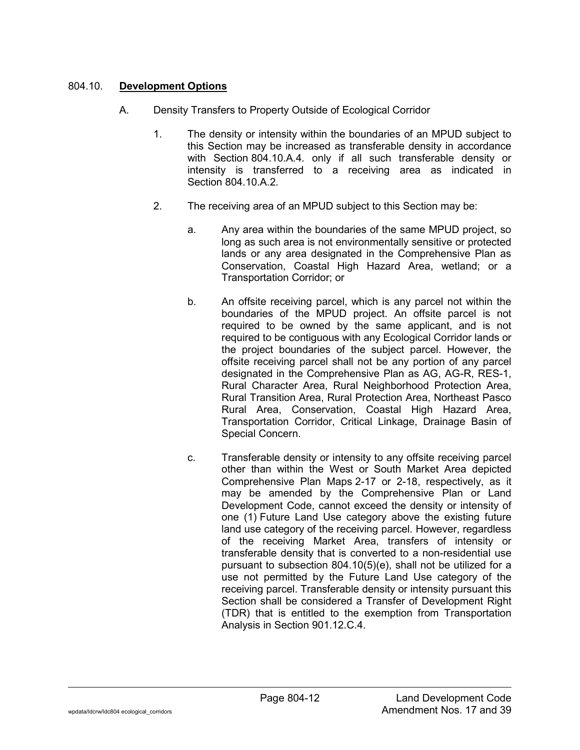## 804.10. **Development Options**

A. Density Transfers to Property Outside of Ecological Corridor

1. The density or intensity within the boundaries of an MPUD subject to this Section may be increased as transferable density in accordance with Section 804.10.A.4. only if all such transferable density or intensity is transferred to a receiving area as indicated in Section 804.10.A.2.

2. The receiving area of an MPUD subject to this Section may be:

   a. Any area within the boundaries of the same MPUD project, so long as such area is not environmentally sensitive or protected lands or any area designated in the Comprehensive Plan as Conservation, Coastal High Hazard Area, wetland; or a Transportation Corridor; or

   b. An offsite receiving parcel, which is any parcel not within the boundaries of the MPUD project. An offsite parcel is not required to be owned by the same applicant, and is not required to be contiguous with any Ecological Corridor lands or the project boundaries of the subject parcel. However, the offsite receiving parcel shall not be any portion of any parcel designated in the Comprehensive Plan as AG, AG-R, RES-1, Rural Character Area, Rural Neighborhood Protection Area, Rural Transition Area, Rural Protection Area, Northeast Pasco Rural Area, Conservation, Coastal High Hazard Area, Transportation Corridor, Critical Linkage, Drainage Basin of Special Concern.

   c. Transferable density or intensity to any offsite receiving parcel other than within the West or South Market Area depicted Comprehensive Plan Maps 2-17 or 2-18, respectively, as it may be amended by the Comprehensive Plan or Land Development Code, cannot exceed the density or intensity of one (1) Future Land Use category above the existing future land use category of the receiving parcel. However, regardless of the receiving Market Area, transfers of intensity or transferable density that is converted to a non-residential use pursuant to subsection 804.10(5)(e), shall not be utilized for a use not permitted by the Future Land Use category of the receiving parcel. Transferable density or intensity pursuant this Section shall be considered a Transfer of Development Right (TDR) that is entitled to the exemption from Transportation Analysis in Section 901.12.C.4.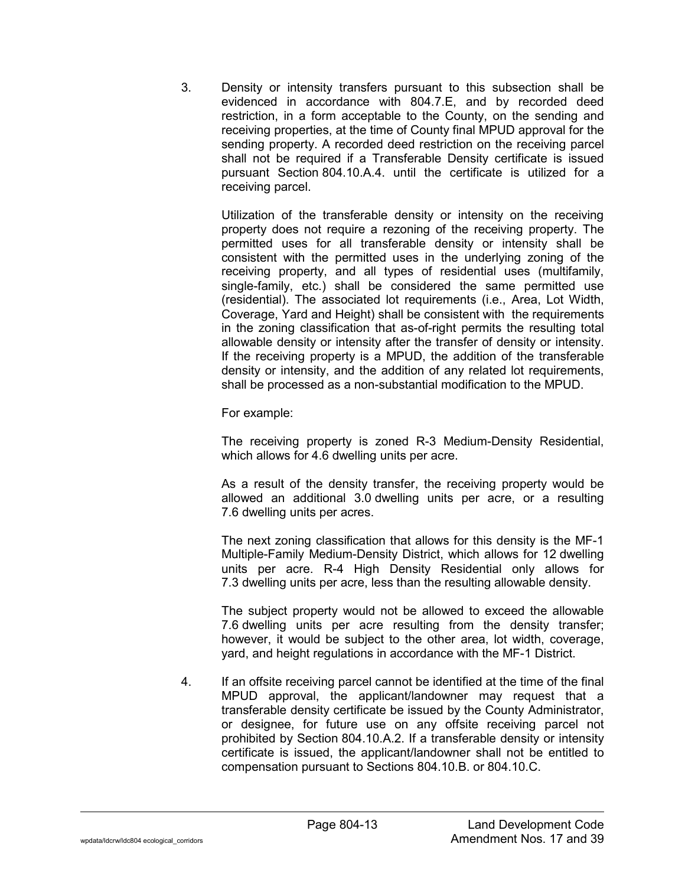3. Density or intensity transfers pursuant to this subsection shall be evidenced in accordance with 804.7.E, and by recorded deed restriction, in a form acceptable to the County, on the sending and receiving properties, at the time of County final MPUD approval for the sending property. A recorded deed restriction on the receiving parcel shall not be required if a Transferable Density certificate is issued pursuant Section 804.10.A.4. until the certificate is utilized for a receiving parcel.

   Utilization of the transferable density or intensity on the receiving property does not require a rezoning of the receiving property. The permitted uses for all transferable density or intensity shall be consistent with the permitted uses in the underlying zoning of the receiving property, and all types of residential uses (multifamily, single-family, etc.) shall be considered the same permitted use (residential). The associated lot requirements (i.e., Area, Lot Width, Coverage, Yard and Height) shall be consistent with the requirements in the zoning classification that as-of-right permits the resulting total allowable density or intensity after the transfer of density or intensity. If the receiving property is a MPUD, the addition of the transferable density or intensity, and the addition of any related lot requirements, shall be processed as a non-substantial modification to the MPUD.

   For example:

   The receiving property is zoned R-3 Medium-Density Residential, which allows for 4.6 dwelling units per acre.

   As a result of the density transfer, the receiving property would be allowed an additional 3.0 dwelling units per acre, or a resulting 7.6 dwelling units per acres.

   The next zoning classification that allows for this density is the MF-1 Multiple-Family Medium-Density District, which allows for 12 dwelling units per acre. R-4 High Density Residential only allows for 7.3 dwelling units per acre, less than the resulting allowable density.

   The subject property would not be allowed to exceed the allowable 7.6 dwelling units per acre resulting from the density transfer; however, it would be subject to the other area, lot width, coverage, yard, and height regulations in accordance with the MF-1 District.

4. If an offsite receiving parcel cannot be identified at the time of the final MPUD approval, the applicant/landowner may request that a transferable density certificate be issued by the County Administrator, or designee, for future use on any offsite receiving parcel not prohibited by Section 804.10.A.2. If a transferable density or intensity certificate is issued, the applicant/landowner shall not be entitled to compensation pursuant to Sections 804.10.B. or 804.10.C.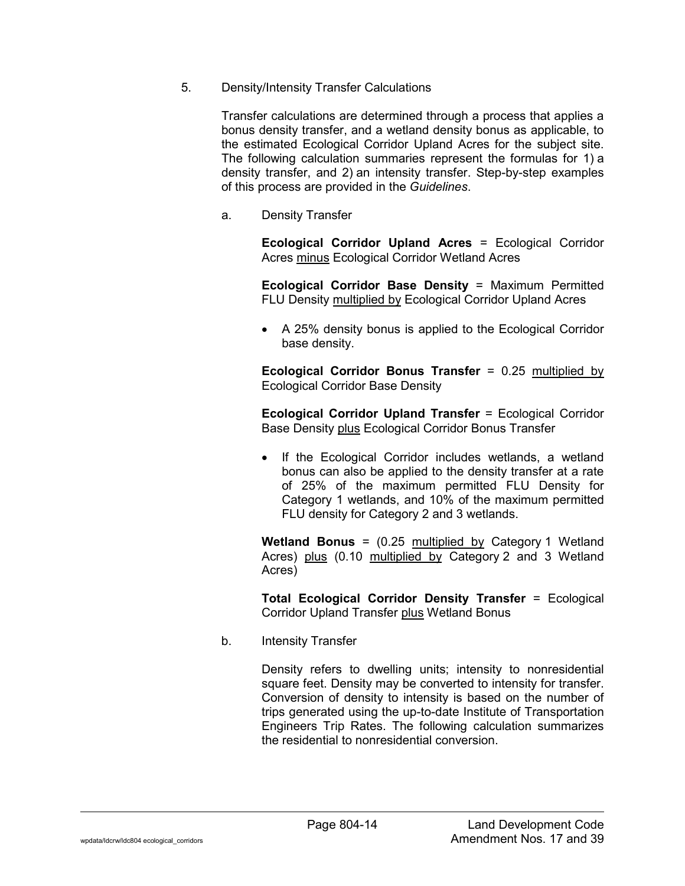5. Density/Intensity Transfer Calculations

Transfer calculations are determined through a process that applies a bonus density transfer, and a wetland density bonus as applicable, to the estimated Ecological Corridor Upland Acres for the subject site. The following calculation summaries represent the formulas for 1) a density transfer, and 2) an intensity transfer. Step-by-step examples of this process are provided in the *Guidelines*.

a. Density Transfer

**Ecological Corridor Upland Acres** = Ecological Corridor Acres <u>minus</u> Ecological Corridor Wetland Acres

**Ecological Corridor Base Density** = Maximum Permitted FLU Density <u>multiplied by</u> Ecological Corridor Upland Acres

- A 25% density bonus is applied to the Ecological Corridor base density.

**Ecological Corridor Bonus Transfer** = 0.25 <u>multiplied by</u> Ecological Corridor Base Density

**Ecological Corridor Upland Transfer** = Ecological Corridor Base Density <u>plus</u> Ecological Corridor Bonus Transfer

- If the Ecological Corridor includes wetlands, a wetland bonus can also be applied to the density transfer at a rate of 25% of the maximum permitted FLU Density for Category 1 wetlands, and 10% of the maximum permitted FLU density for Category 2 and 3 wetlands.

**Wetland Bonus** = (0.25 <u>multiplied by</u> Category 1 Wetland Acres) <u>plus</u> (0.10 <u>multiplied by</u> Category 2 and 3 Wetland Acres)

**Total Ecological Corridor Density Transfer** = Ecological Corridor Upland Transfer <u>plus</u> Wetland Bonus

b. Intensity Transfer

Density refers to dwelling units; intensity to nonresidential square feet. Density may be converted to intensity for transfer. Conversion of density to intensity is based on the number of trips generated using the up-to-date Institute of Transportation Engineers Trip Rates. The following calculation summarizes the residential to nonresidential conversion.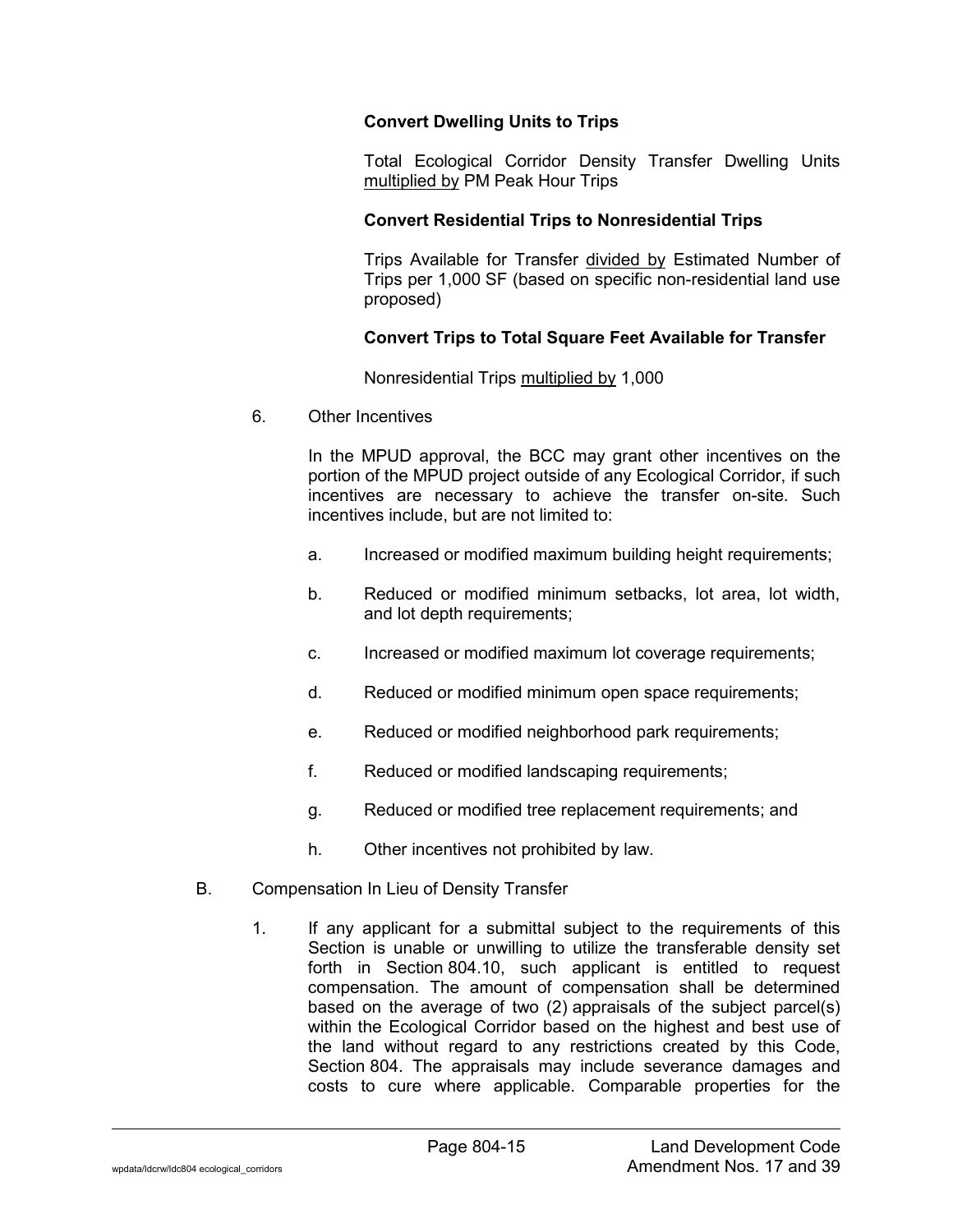**Convert Dwelling Units to Trips**

Total Ecological Corridor Density Transfer Dwelling Units <u>multiplied by</u> PM Peak Hour Trips

**Convert Residential Trips to Nonresidential Trips**

Trips Available for Transfer <u>divided by</u> Estimated Number of Trips per 1,000 SF (based on specific non-residential land use proposed)

**Convert Trips to Total Square Feet Available for Transfer**

Nonresidential Trips <u>multiplied by</u> 1,000

6. Other Incentives

   In the MPUD approval, the BCC may grant other incentives on the portion of the MPUD project outside of any Ecological Corridor, if such incentives are necessary to achieve the transfer on-site. Such incentives include, but are not limited to:

   a. Increased or modified maximum building height requirements;

   b. Reduced or modified minimum setbacks, lot area, lot width, and lot depth requirements;

   c. Increased or modified maximum lot coverage requirements;

   d. Reduced or modified minimum open space requirements;

   e. Reduced or modified neighborhood park requirements;

   f. Reduced or modified landscaping requirements;

   g. Reduced or modified tree replacement requirements; and

   h. Other incentives not prohibited by law.

B. Compensation In Lieu of Density Transfer

   1. If any applicant for a submittal subject to the requirements of this Section is unable or unwilling to utilize the transferable density set forth in Section 804.10, such applicant is entitled to request compensation. The amount of compensation shall be determined based on the average of two (2) appraisals of the subject parcel(s) within the Ecological Corridor based on the highest and best use of the land without regard to any restrictions created by this Code, Section 804. The appraisals may include severance damages and costs to cure where applicable. Comparable properties for the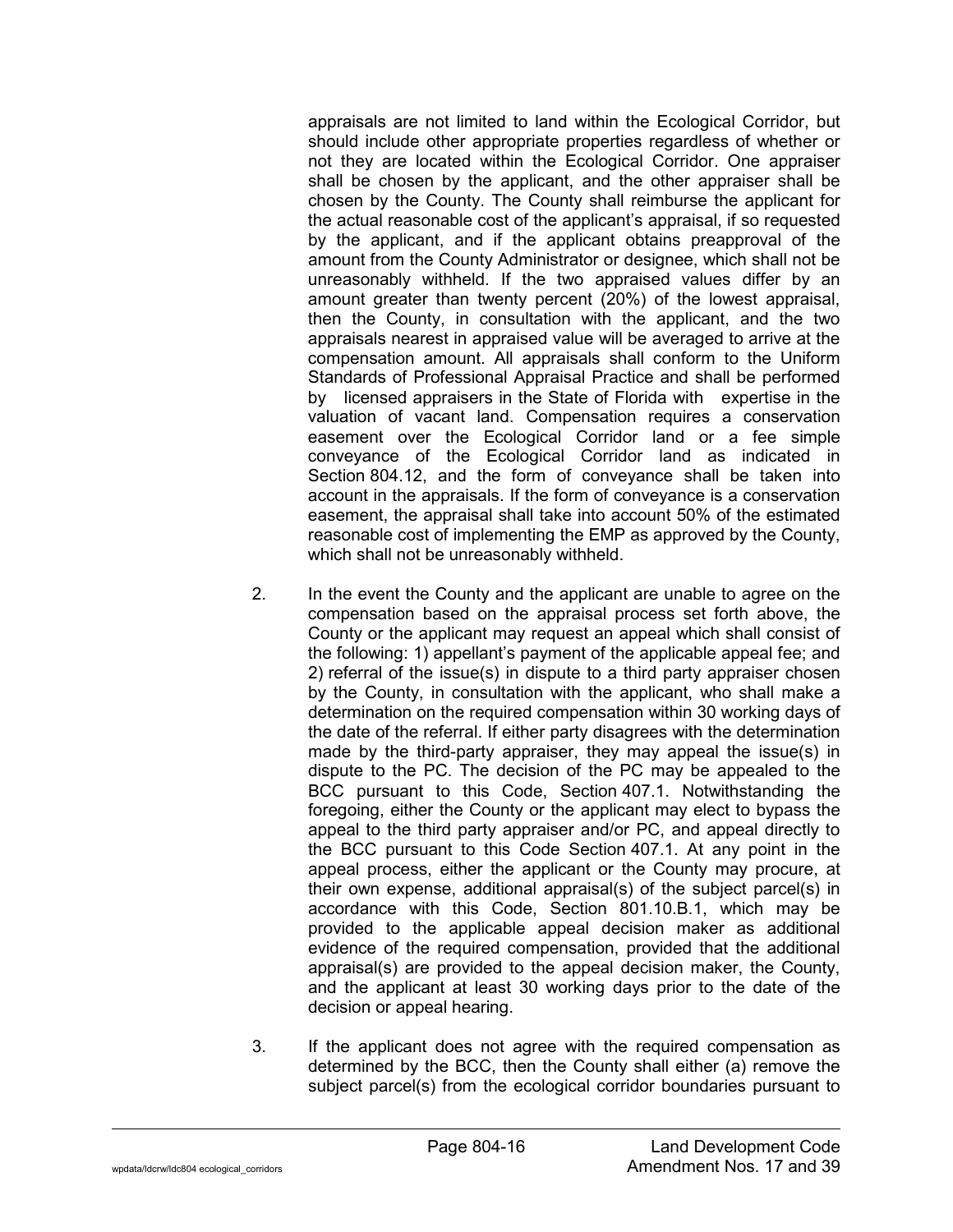appraisals are not limited to land within the Ecological Corridor, but should include other appropriate properties regardless of whether or not they are located within the Ecological Corridor. One appraiser shall be chosen by the applicant, and the other appraiser shall be chosen by the County. The County shall reimburse the applicant for the actual reasonable cost of the applicant's appraisal, if so requested by the applicant, and if the applicant obtains preapproval of the amount from the County Administrator or designee, which shall not be unreasonably withheld. If the two appraised values differ by an amount greater than twenty percent (20%) of the lowest appraisal, then the County, in consultation with the applicant, and the two appraisals nearest in appraised value will be averaged to arrive at the compensation amount. All appraisals shall conform to the Uniform Standards of Professional Appraisal Practice and shall be performed by licensed appraisers in the State of Florida with expertise in the valuation of vacant land. Compensation requires a conservation easement over the Ecological Corridor land or a fee simple conveyance of the Ecological Corridor land as indicated in Section 804.12, and the form of conveyance shall be taken into account in the appraisals. If the form of conveyance is a conservation easement, the appraisal shall take into account 50% of the estimated reasonable cost of implementing the EMP as approved by the County, which shall not be unreasonably withheld.

2. In the event the County and the applicant are unable to agree on the compensation based on the appraisal process set forth above, the County or the applicant may request an appeal which shall consist of the following: 1) appellant's payment of the applicable appeal fee; and 2) referral of the issue(s) in dispute to a third party appraiser chosen by the County, in consultation with the applicant, who shall make a determination on the required compensation within 30 working days of the date of the referral. If either party disagrees with the determination made by the third-party appraiser, they may appeal the issue(s) in dispute to the PC. The decision of the PC may be appealed to the BCC pursuant to this Code, Section 407.1. Notwithstanding the foregoing, either the County or the applicant may elect to bypass the appeal to the third party appraiser and/or PC, and appeal directly to the BCC pursuant to this Code Section 407.1. At any point in the appeal process, either the applicant or the County may procure, at their own expense, additional appraisal(s) of the subject parcel(s) in accordance with this Code, Section 801.10.B.1, which may be provided to the applicable appeal decision maker as additional evidence of the required compensation, provided that the additional appraisal(s) are provided to the appeal decision maker, the County, and the applicant at least 30 working days prior to the date of the decision or appeal hearing.

3. If the applicant does not agree with the required compensation as determined by the BCC, then the County shall either (a) remove the subject parcel(s) from the ecological corridor boundaries pursuant to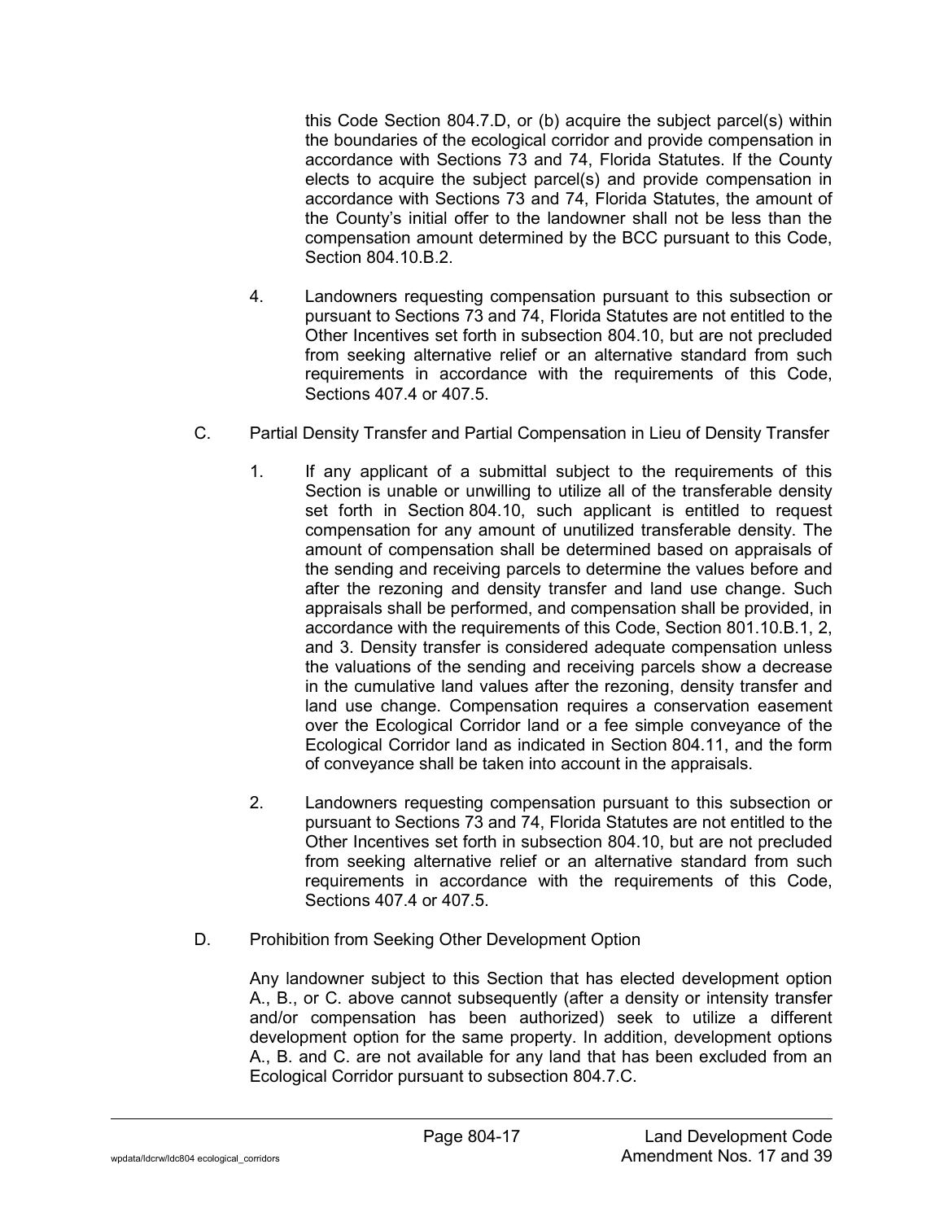this Code Section 804.7.D, or (b) acquire the subject parcel(s) within the boundaries of the ecological corridor and provide compensation in accordance with Sections 73 and 74, Florida Statutes. If the County elects to acquire the subject parcel(s) and provide compensation in accordance with Sections 73 and 74, Florida Statutes, the amount of the County's initial offer to the landowner shall not be less than the compensation amount determined by the BCC pursuant to this Code, Section 804.10.B.2.

4. Landowners requesting compensation pursuant to this subsection or pursuant to Sections 73 and 74, Florida Statutes are not entitled to the Other Incentives set forth in subsection 804.10, but are not precluded from seeking alternative relief or an alternative standard from such requirements in accordance with the requirements of this Code, Sections 407.4 or 407.5.

C. Partial Density Transfer and Partial Compensation in Lieu of Density Transfer

1. If any applicant of a submittal subject to the requirements of this Section is unable or unwilling to utilize all of the transferable density set forth in Section 804.10, such applicant is entitled to request compensation for any amount of unutilized transferable density. The amount of compensation shall be determined based on appraisals of the sending and receiving parcels to determine the values before and after the rezoning and density transfer and land use change. Such appraisals shall be performed, and compensation shall be provided, in accordance with the requirements of this Code, Section 801.10.B.1, 2, and 3. Density transfer is considered adequate compensation unless the valuations of the sending and receiving parcels show a decrease in the cumulative land values after the rezoning, density transfer and land use change. Compensation requires a conservation easement over the Ecological Corridor land or a fee simple conveyance of the Ecological Corridor land as indicated in Section 804.11, and the form of conveyance shall be taken into account in the appraisals.

2. Landowners requesting compensation pursuant to this subsection or pursuant to Sections 73 and 74, Florida Statutes are not entitled to the Other Incentives set forth in subsection 804.10, but are not precluded from seeking alternative relief or an alternative standard from such requirements in accordance with the requirements of this Code, Sections 407.4 or 407.5.

D. Prohibition from Seeking Other Development Option

Any landowner subject to this Section that has elected development option A., B., or C. above cannot subsequently (after a density or intensity transfer and/or compensation has been authorized) seek to utilize a different development option for the same property. In addition, development options A., B. and C. are not available for any land that has been excluded from an Ecological Corridor pursuant to subsection 804.7.C.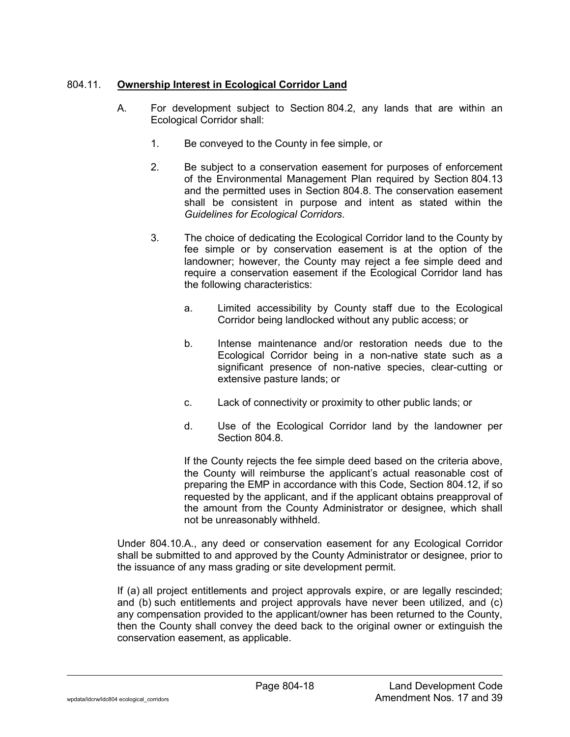## 804.11. **Ownership Interest in Ecological Corridor Land**

A. For development subject to Section 804.2, any lands that are within an Ecological Corridor shall:

1. Be conveyed to the County in fee simple, or

2. Be subject to a conservation easement for purposes of enforcement of the Environmental Management Plan required by Section 804.13 and the permitted uses in Section 804.8. The conservation easement shall be consistent in purpose and intent as stated within the *Guidelines for Ecological Corridors*.

3. The choice of dedicating the Ecological Corridor land to the County by fee simple or by conservation easement is at the option of the landowner; however, the County may reject a fee simple deed and require a conservation easement if the Ecological Corridor land has the following characteristics:

   a. Limited accessibility by County staff due to the Ecological Corridor being landlocked without any public access; or

   b. Intense maintenance and/or restoration needs due to the Ecological Corridor being in a non-native state such as a significant presence of non-native species, clear-cutting or extensive pasture lands; or

   c. Lack of connectivity or proximity to other public lands; or

   d. Use of the Ecological Corridor land by the landowner per Section 804.8.

   If the County rejects the fee simple deed based on the criteria above, the County will reimburse the applicant's actual reasonable cost of preparing the EMP in accordance with this Code, Section 804.12, if so requested by the applicant, and if the applicant obtains preapproval of the amount from the County Administrator or designee, which shall not be unreasonably withheld.

Under 804.10.A., any deed or conservation easement for any Ecological Corridor shall be submitted to and approved by the County Administrator or designee, prior to the issuance of any mass grading or site development permit.

If (a) all project entitlements and project approvals expire, or are legally rescinded; and (b) such entitlements and project approvals have never been utilized, and (c) any compensation provided to the applicant/owner has been returned to the County, then the County shall convey the deed back to the original owner or extinguish the conservation easement, as applicable.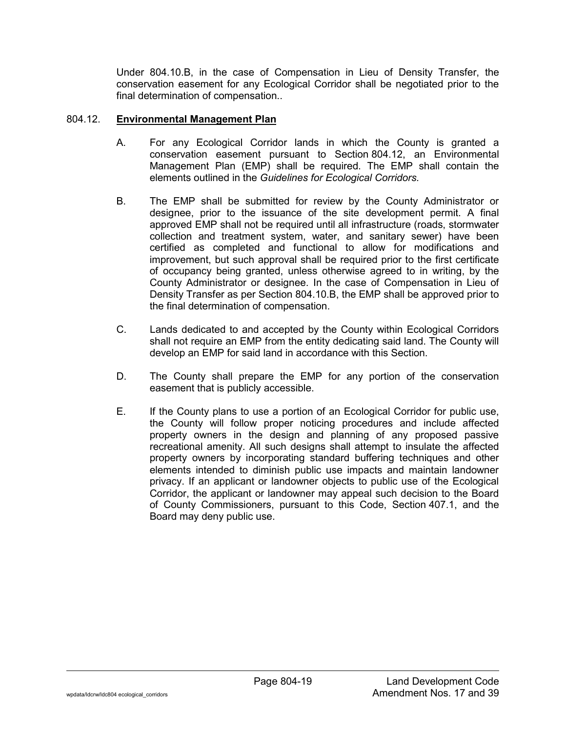Under 804.10.B, in the case of Compensation in Lieu of Density Transfer, the conservation easement for any Ecological Corridor shall be negotiated prior to the final determination of compensation..

804.12. **Environmental Management Plan**

A. For any Ecological Corridor lands in which the County is granted a conservation easement pursuant to Section 804.12, an Environmental Management Plan (EMP) shall be required. The EMP shall contain the elements outlined in the *Guidelines for Ecological Corridors.*

B. The EMP shall be submitted for review by the County Administrator or designee, prior to the issuance of the site development permit. A final approved EMP shall not be required until all infrastructure (roads, stormwater collection and treatment system, water, and sanitary sewer) have been certified as completed and functional to allow for modifications and improvement, but such approval shall be required prior to the first certificate of occupancy being granted, unless otherwise agreed to in writing, by the County Administrator or designee. In the case of Compensation in Lieu of Density Transfer as per Section 804.10.B, the EMP shall be approved prior to the final determination of compensation.

C. Lands dedicated to and accepted by the County within Ecological Corridors shall not require an EMP from the entity dedicating said land. The County will develop an EMP for said land in accordance with this Section.

D. The County shall prepare the EMP for any portion of the conservation easement that is publicly accessible.

E. If the County plans to use a portion of an Ecological Corridor for public use, the County will follow proper noticing procedures and include affected property owners in the design and planning of any proposed passive recreational amenity. All such designs shall attempt to insulate the affected property owners by incorporating standard buffering techniques and other elements intended to diminish public use impacts and maintain landowner privacy. If an applicant or landowner objects to public use of the Ecological Corridor, the applicant or landowner may appeal such decision to the Board of County Commissioners, pursuant to this Code, Section 407.1, and the Board may deny public use.